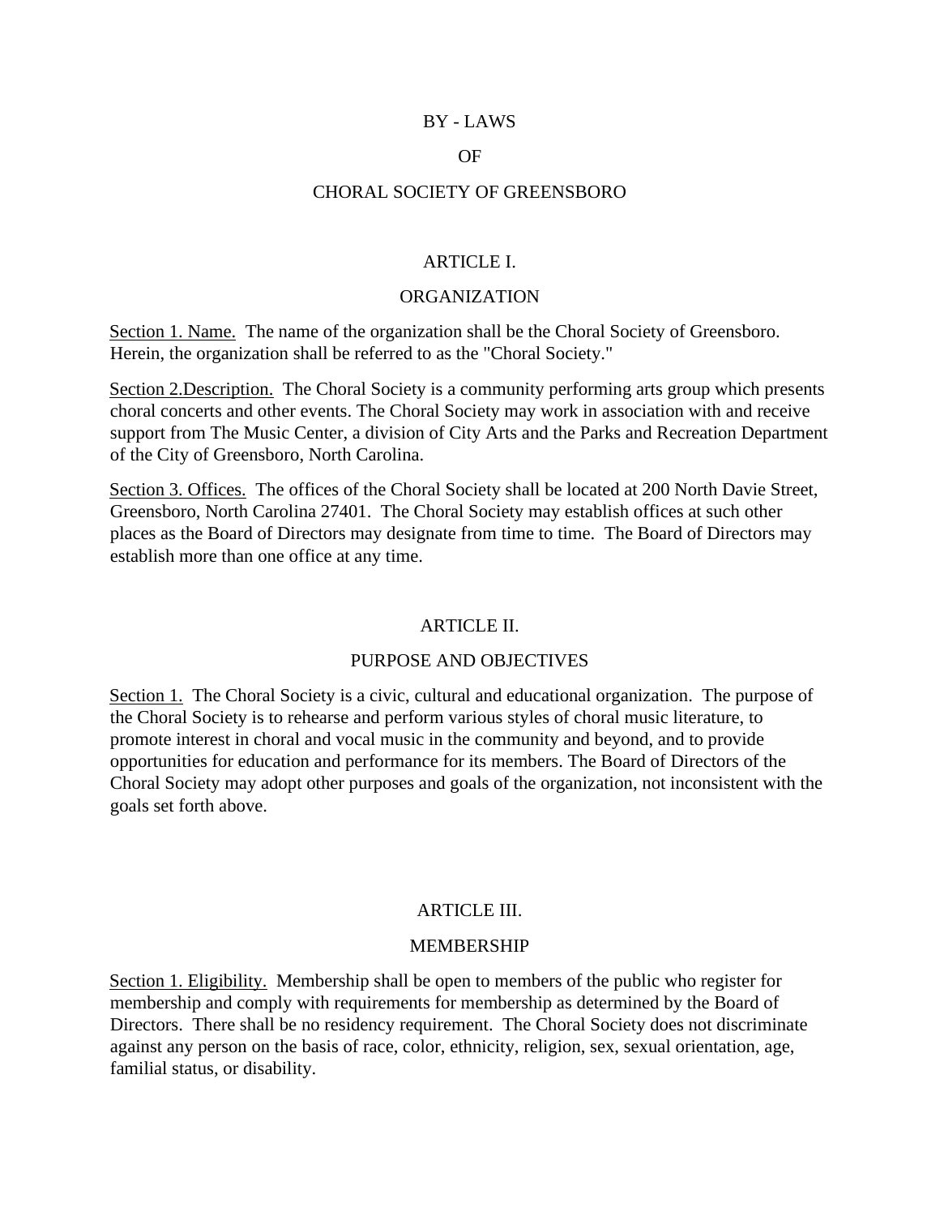# BY - LAWS

# OF

# CHORAL SOCIETY OF GREENSBORO

## ARTICLE I.

## ORGANIZATION

Section 1. Name. The name of the organization shall be the Choral Society of Greensboro. Herein, the organization shall be referred to as the "Choral Society."

Section 2.Description. The Choral Society is a community performing arts group which presents choral concerts and other events. The Choral Society may work in association with and receive support from The Music Center, a division of City Arts and the Parks and Recreation Department of the City of Greensboro, North Carolina.

Section 3. Offices. The offices of the Choral Society shall be located at 200 North Davie Street, Greensboro, North Carolina 27401. The Choral Society may establish offices at such other places as the Board of Directors may designate from time to time. The Board of Directors may establish more than one office at any time.

## ARTICLE II.

## PURPOSE AND OBJECTIVES

Section 1. The Choral Society is a civic, cultural and educational organization. The purpose of the Choral Society is to rehearse and perform various styles of choral music literature, to promote interest in choral and vocal music in the community and beyond, and to provide opportunities for education and performance for its members. The Board of Directors of the Choral Society may adopt other purposes and goals of the organization, not inconsistent with the goals set forth above.

## ARTICLE III.

## MEMBERSHIP

Section 1. Eligibility. Membership shall be open to members of the public who register for membership and comply with requirements for membership as determined by the Board of Directors. There shall be no residency requirement. The Choral Society does not discriminate against any person on the basis of race, color, ethnicity, religion, sex, sexual orientation, age, familial status, or disability.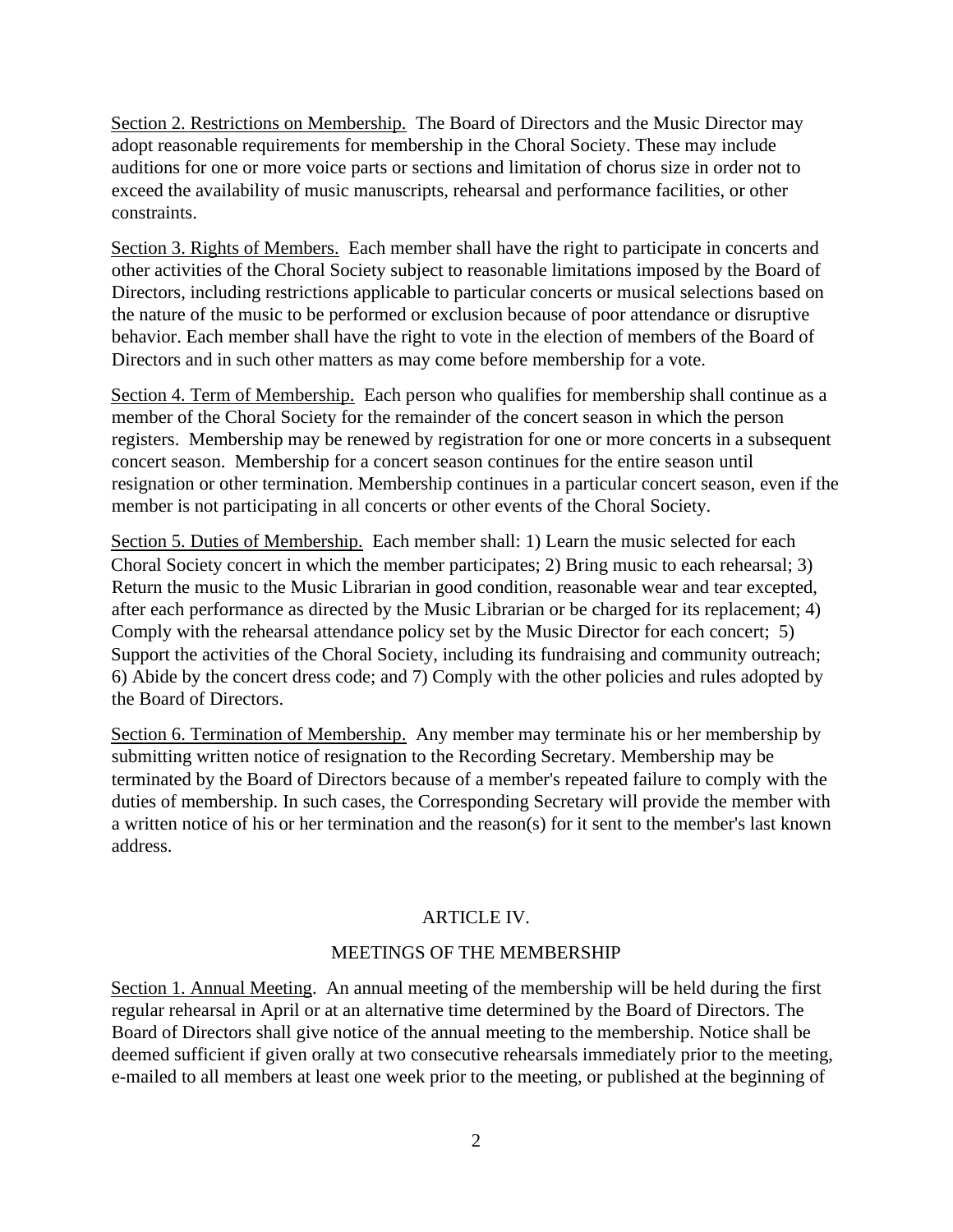Section 2. Restrictions on Membership. The Board of Directors and the Music Director may adopt reasonable requirements for membership in the Choral Society. These may include auditions for one or more voice parts or sections and limitation of chorus size in order not to exceed the availability of music manuscripts, rehearsal and performance facilities, or other constraints.

Section 3. Rights of Members. Each member shall have the right to participate in concerts and other activities of the Choral Society subject to reasonable limitations imposed by the Board of Directors, including restrictions applicable to particular concerts or musical selections based on the nature of the music to be performed or exclusion because of poor attendance or disruptive behavior. Each member shall have the right to vote in the election of members of the Board of Directors and in such other matters as may come before membership for a vote.

Section 4. Term of Membership. Each person who qualifies for membership shall continue as a member of the Choral Society for the remainder of the concert season in which the person registers. Membership may be renewed by registration for one or more concerts in a subsequent concert season. Membership for a concert season continues for the entire season until resignation or other termination. Membership continues in a particular concert season, even if the member is not participating in all concerts or other events of the Choral Society.

Section 5. Duties of Membership. Each member shall: 1) Learn the music selected for each Choral Society concert in which the member participates; 2) Bring music to each rehearsal; 3) Return the music to the Music Librarian in good condition, reasonable wear and tear excepted, after each performance as directed by the Music Librarian or be charged for its replacement; 4) Comply with the rehearsal attendance policy set by the Music Director for each concert; 5) Support the activities of the Choral Society, including its fundraising and community outreach; 6) Abide by the concert dress code; and 7) Comply with the other policies and rules adopted by the Board of Directors.

Section 6. Termination of Membership. Any member may terminate his or her membership by submitting written notice of resignation to the Recording Secretary. Membership may be terminated by the Board of Directors because of a member's repeated failure to comply with the duties of membership. In such cases, the Corresponding Secretary will provide the member with a written notice of his or her termination and the reason(s) for it sent to the member's last known address.

## ARTICLE IV.

## MEETINGS OF THE MEMBERSHIP

Section 1. Annual Meeting. An annual meeting of the membership will be held during the first regular rehearsal in April or at an alternative time determined by the Board of Directors. The Board of Directors shall give notice of the annual meeting to the membership. Notice shall be deemed sufficient if given orally at two consecutive rehearsals immediately prior to the meeting, e-mailed to all members at least one week prior to the meeting, or published at the beginning of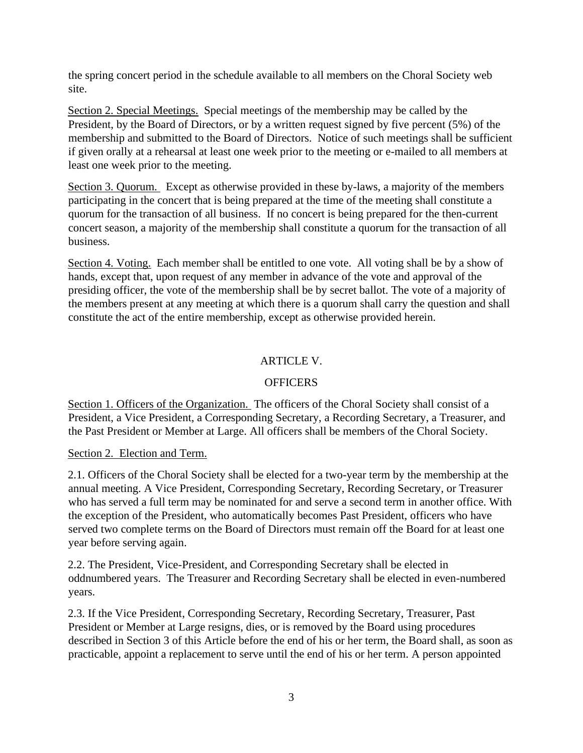the spring concert period in the schedule available to all members on the Choral Society web site.

Section 2. Special Meetings. Special meetings of the membership may be called by the President, by the Board of Directors, or by a written request signed by five percent (5%) of the membership and submitted to the Board of Directors. Notice of such meetings shall be sufficient if given orally at a rehearsal at least one week prior to the meeting or e-mailed to all members at least one week prior to the meeting.

Section 3. Quorum. Except as otherwise provided in these by-laws, a majority of the members participating in the concert that is being prepared at the time of the meeting shall constitute a quorum for the transaction of all business. If no concert is being prepared for the then-current concert season, a majority of the membership shall constitute a quorum for the transaction of all business.

Section 4. Voting. Each member shall be entitled to one vote. All voting shall be by a show of hands, except that, upon request of any member in advance of the vote and approval of the presiding officer, the vote of the membership shall be by secret ballot. The vote of a majority of the members present at any meeting at which there is a quorum shall carry the question and shall constitute the act of the entire membership, except as otherwise provided herein.

## ARTICLE V.

## OFFICERS

Section 1. Officers of the Organization. The officers of the Choral Society shall consist of a President, a Vice President, a Corresponding Secretary, a Recording Secretary, a Treasurer, and the Past President or Member at Large. All officers shall be members of the Choral Society.

Section 2. Election and Term.

2.1. Officers of the Choral Society shall be elected for a two-year term by the membership at the annual meeting. A Vice President, Corresponding Secretary, Recording Secretary, or Treasurer who has served a full term may be nominated for and serve a second term in another office. With the exception of the President, who automatically becomes Past President, officers who have served two complete terms on the Board of Directors must remain off the Board for at least one year before serving again.

2.2. The President, Vice-President, and Corresponding Secretary shall be elected in oddnumbered years. The Treasurer and Recording Secretary shall be elected in even-numbered years.

2.3. If the Vice President, Corresponding Secretary, Recording Secretary, Treasurer, Past President or Member at Large resigns, dies, or is removed by the Board using procedures described in Section 3 of this Article before the end of his or her term, the Board shall, as soon as practicable, appoint a replacement to serve until the end of his or her term. A person appointed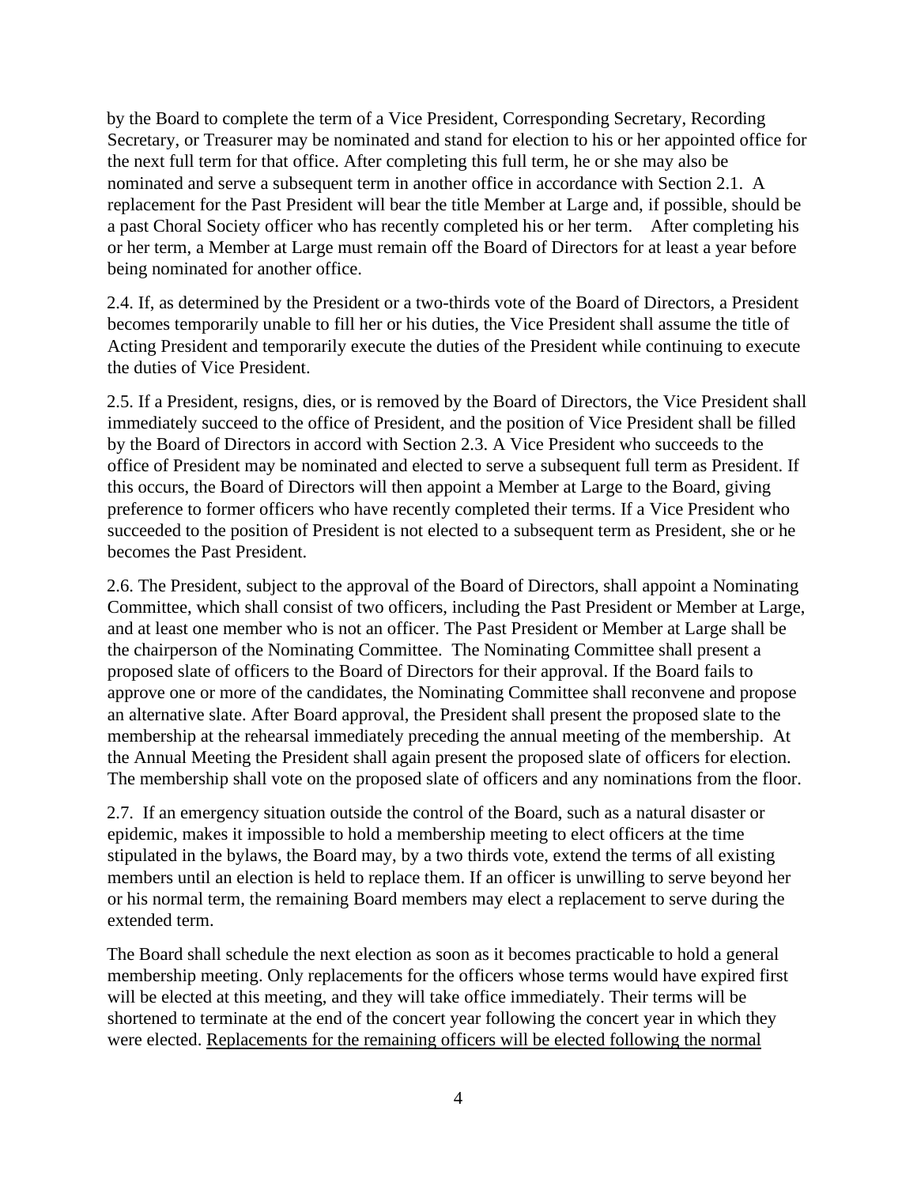by the Board to complete the term of a Vice President, Corresponding Secretary, Recording Secretary, or Treasurer may be nominated and stand for election to his or her appointed office for the next full term for that office. After completing this full term, he or she may also be nominated and serve a subsequent term in another office in accordance with Section 2.1. A replacement for the Past President will bear the title Member at Large and, if possible, should be a past Choral Society officer who has recently completed his or her term. After completing his or her term, a Member at Large must remain off the Board of Directors for at least a year before being nominated for another office.

2.4. If, as determined by the President or a two-thirds vote of the Board of Directors, a President becomes temporarily unable to fill her or his duties, the Vice President shall assume the title of Acting President and temporarily execute the duties of the President while continuing to execute the duties of Vice President.

2.5. If a President, resigns, dies, or is removed by the Board of Directors, the Vice President shall immediately succeed to the office of President, and the position of Vice President shall be filled by the Board of Directors in accord with Section 2.3. A Vice President who succeeds to the office of President may be nominated and elected to serve a subsequent full term as President. If this occurs, the Board of Directors will then appoint a Member at Large to the Board, giving preference to former officers who have recently completed their terms. If a Vice President who succeeded to the position of President is not elected to a subsequent term as President, she or he becomes the Past President.

2.6. The President, subject to the approval of the Board of Directors, shall appoint a Nominating Committee, which shall consist of two officers, including the Past President or Member at Large, and at least one member who is not an officer. The Past President or Member at Large shall be the chairperson of the Nominating Committee. The Nominating Committee shall present a proposed slate of officers to the Board of Directors for their approval. If the Board fails to approve one or more of the candidates, the Nominating Committee shall reconvene and propose an alternative slate. After Board approval, the President shall present the proposed slate to the membership at the rehearsal immediately preceding the annual meeting of the membership. At the Annual Meeting the President shall again present the proposed slate of officers for election. The membership shall vote on the proposed slate of officers and any nominations from the floor.

2.7. If an emergency situation outside the control of the Board, such as a natural disaster or epidemic, makes it impossible to hold a membership meeting to elect officers at the time stipulated in the bylaws, the Board may, by a two thirds vote, extend the terms of all existing members until an election is held to replace them. If an officer is unwilling to serve beyond her or his normal term, the remaining Board members may elect a replacement to serve during the extended term.

The Board shall schedule the next election as soon as it becomes practicable to hold a general membership meeting. Only replacements for the officers whose terms would have expired first will be elected at this meeting, and they will take office immediately. Their terms will be shortened to terminate at the end of the concert year following the concert year in which they were elected. <u>Replacements for the remaining officers will be elected following the normal</u>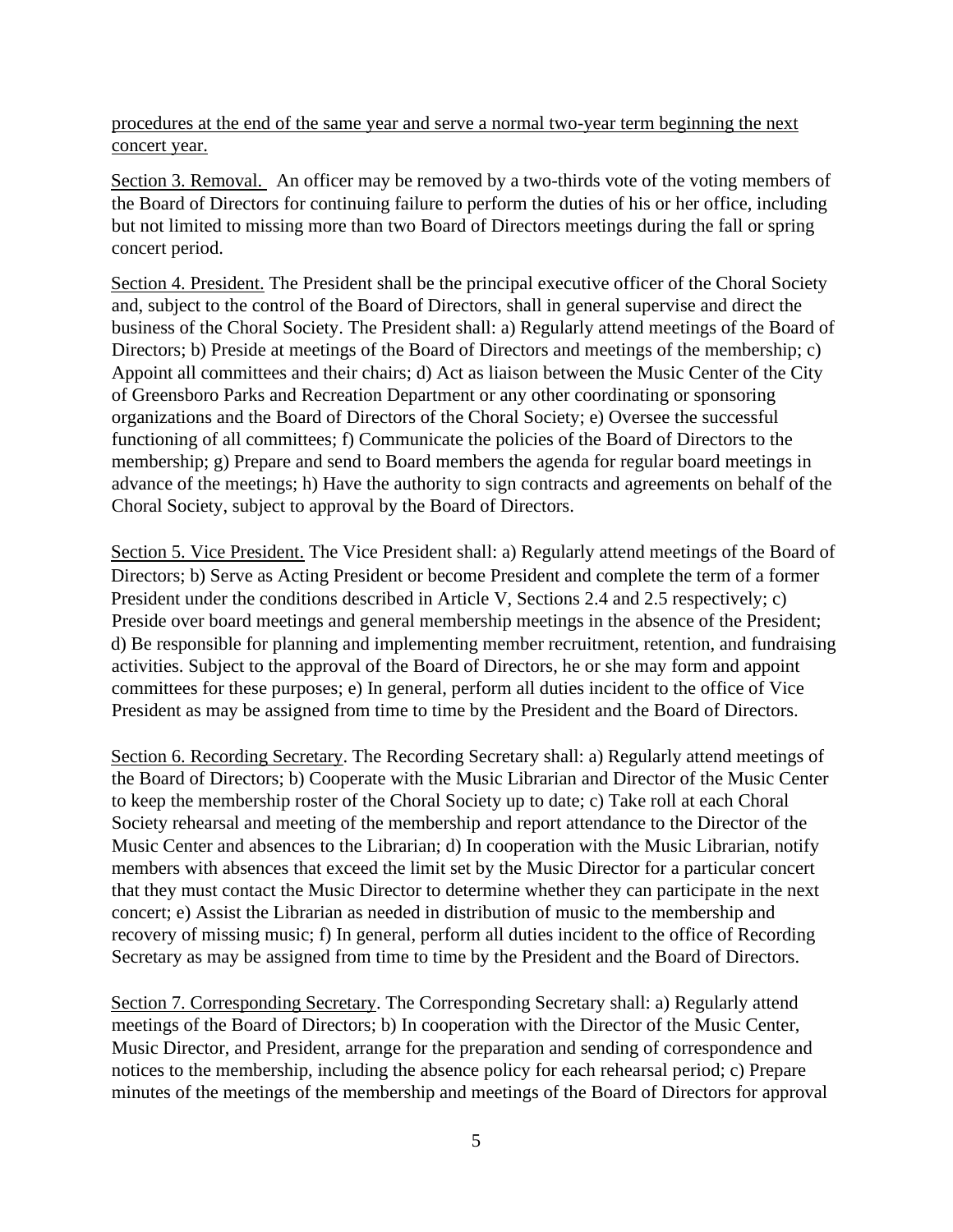procedures at the end of the same year and serve a normal two-year term beginning the next concert year.

Section 3. Removal. An officer may be removed by a two-thirds vote of the voting members of the Board of Directors for continuing failure to perform the duties of his or her office, including but not limited to missing more than two Board of Directors meetings during the fall or spring concert period.

Section 4. President. The President shall be the principal executive officer of the Choral Society and, subject to the control of the Board of Directors, shall in general supervise and direct the business of the Choral Society. The President shall: a) Regularly attend meetings of the Board of Directors; b) Preside at meetings of the Board of Directors and meetings of the membership; c) Appoint all committees and their chairs; d) Act as liaison between the Music Center of the City of Greensboro Parks and Recreation Department or any other coordinating or sponsoring organizations and the Board of Directors of the Choral Society; e) Oversee the successful functioning of all committees; f) Communicate the policies of the Board of Directors to the membership; g) Prepare and send to Board members the agenda for regular board meetings in advance of the meetings; h) Have the authority to sign contracts and agreements on behalf of the Choral Society, subject to approval by the Board of Directors.

Section 5. Vice President. The Vice President shall: a) Regularly attend meetings of the Board of Directors; b) Serve as Acting President or become President and complete the term of a former President under the conditions described in Article V, Sections 2.4 and 2.5 respectively; c) Preside over board meetings and general membership meetings in the absence of the President; d) Be responsible for planning and implementing member recruitment, retention, and fundraising activities. Subject to the approval of the Board of Directors, he or she may form and appoint committees for these purposes; e) In general, perform all duties incident to the office of Vice President as may be assigned from time to time by the President and the Board of Directors.

Section 6. Recording Secretary. The Recording Secretary shall: a) Regularly attend meetings of the Board of Directors; b) Cooperate with the Music Librarian and Director of the Music Center to keep the membership roster of the Choral Society up to date; c) Take roll at each Choral Society rehearsal and meeting of the membership and report attendance to the Director of the Music Center and absences to the Librarian; d) In cooperation with the Music Librarian, notify members with absences that exceed the limit set by the Music Director for a particular concert that they must contact the Music Director to determine whether they can participate in the next concert; e) Assist the Librarian as needed in distribution of music to the membership and recovery of missing music; f) In general, perform all duties incident to the office of Recording Secretary as may be assigned from time to time by the President and the Board of Directors.

Section 7. Corresponding Secretary. The Corresponding Secretary shall: a) Regularly attend meetings of the Board of Directors; b) In cooperation with the Director of the Music Center, Music Director, and President, arrange for the preparation and sending of correspondence and notices to the membership, including the absence policy for each rehearsal period; c) Prepare minutes of the meetings of the membership and meetings of the Board of Directors for approval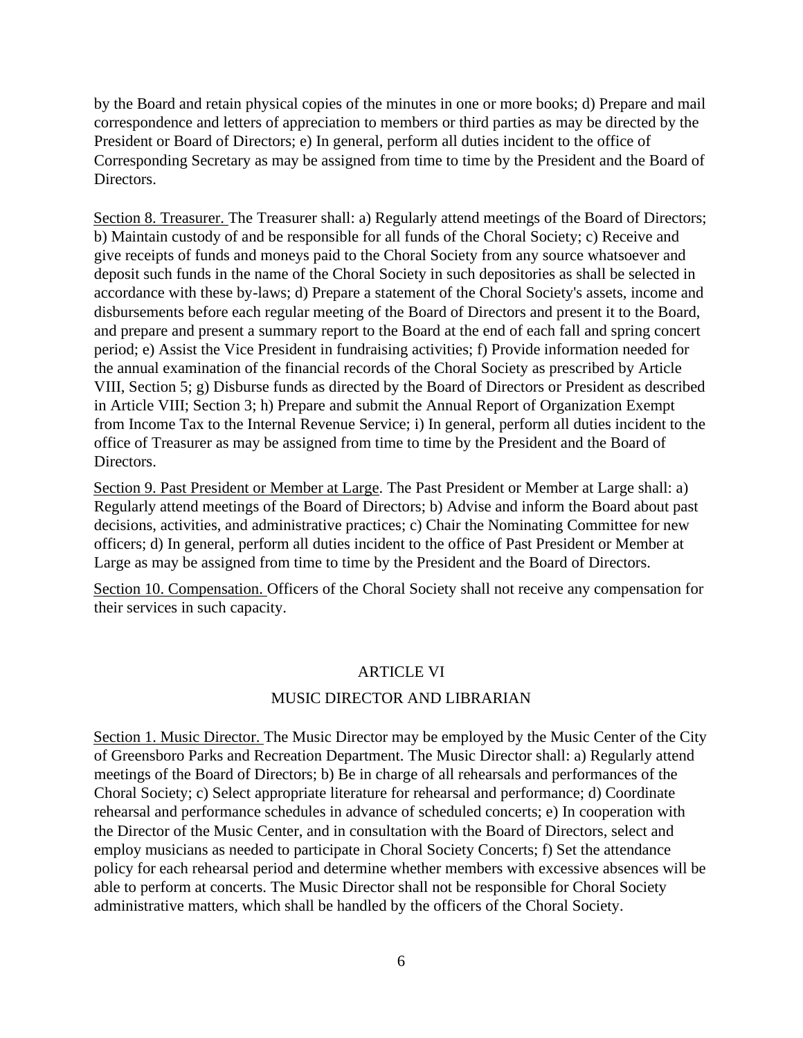by the Board and retain physical copies of the minutes in one or more books; d) Prepare and mail correspondence and letters of appreciation to members or third parties as may be directed by the President or Board of Directors; e) In general, perform all duties incident to the office of Corresponding Secretary as may be assigned from time to time by the President and the Board of Directors.

Section 8. Treasurer. The Treasurer shall: a) Regularly attend meetings of the Board of Directors; b) Maintain custody of and be responsible for all funds of the Choral Society; c) Receive and give receipts of funds and moneys paid to the Choral Society from any source whatsoever and deposit such funds in the name of the Choral Society in such depositories as shall be selected in accordance with these by-laws; d) Prepare a statement of the Choral Society's assets, income and disbursements before each regular meeting of the Board of Directors and present it to the Board, and prepare and present a summary report to the Board at the end of each fall and spring concert period; e) Assist the Vice President in fundraising activities; f) Provide information needed for the annual examination of the financial records of the Choral Society as prescribed by Article VIII, Section 5; g) Disburse funds as directed by the Board of Directors or President as described in Article VIII; Section 3; h) Prepare and submit the Annual Report of Organization Exempt from Income Tax to the Internal Revenue Service; i) In general, perform all duties incident to the office of Treasurer as may be assigned from time to time by the President and the Board of Directors.

Section 9. Past President or Member at Large. The Past President or Member at Large shall: a) Regularly attend meetings of the Board of Directors; b) Advise and inform the Board about past decisions, activities, and administrative practices; c) Chair the Nominating Committee for new officers; d) In general, perform all duties incident to the office of Past President or Member at Large as may be assigned from time to time by the President and the Board of Directors.

Section 10. Compensation. Officers of the Choral Society shall not receive any compensation for their services in such capacity.

## ARTICLE VI

## MUSIC DIRECTOR AND LIBRARIAN

Section 1. Music Director. The Music Director may be employed by the Music Center of the City of Greensboro Parks and Recreation Department. The Music Director shall: a) Regularly attend meetings of the Board of Directors; b) Be in charge of all rehearsals and performances of the Choral Society; c) Select appropriate literature for rehearsal and performance; d) Coordinate rehearsal and performance schedules in advance of scheduled concerts; e) In cooperation with the Director of the Music Center, and in consultation with the Board of Directors, select and employ musicians as needed to participate in Choral Society Concerts; f) Set the attendance policy for each rehearsal period and determine whether members with excessive absences will be able to perform at concerts. The Music Director shall not be responsible for Choral Society administrative matters, which shall be handled by the officers of the Choral Society.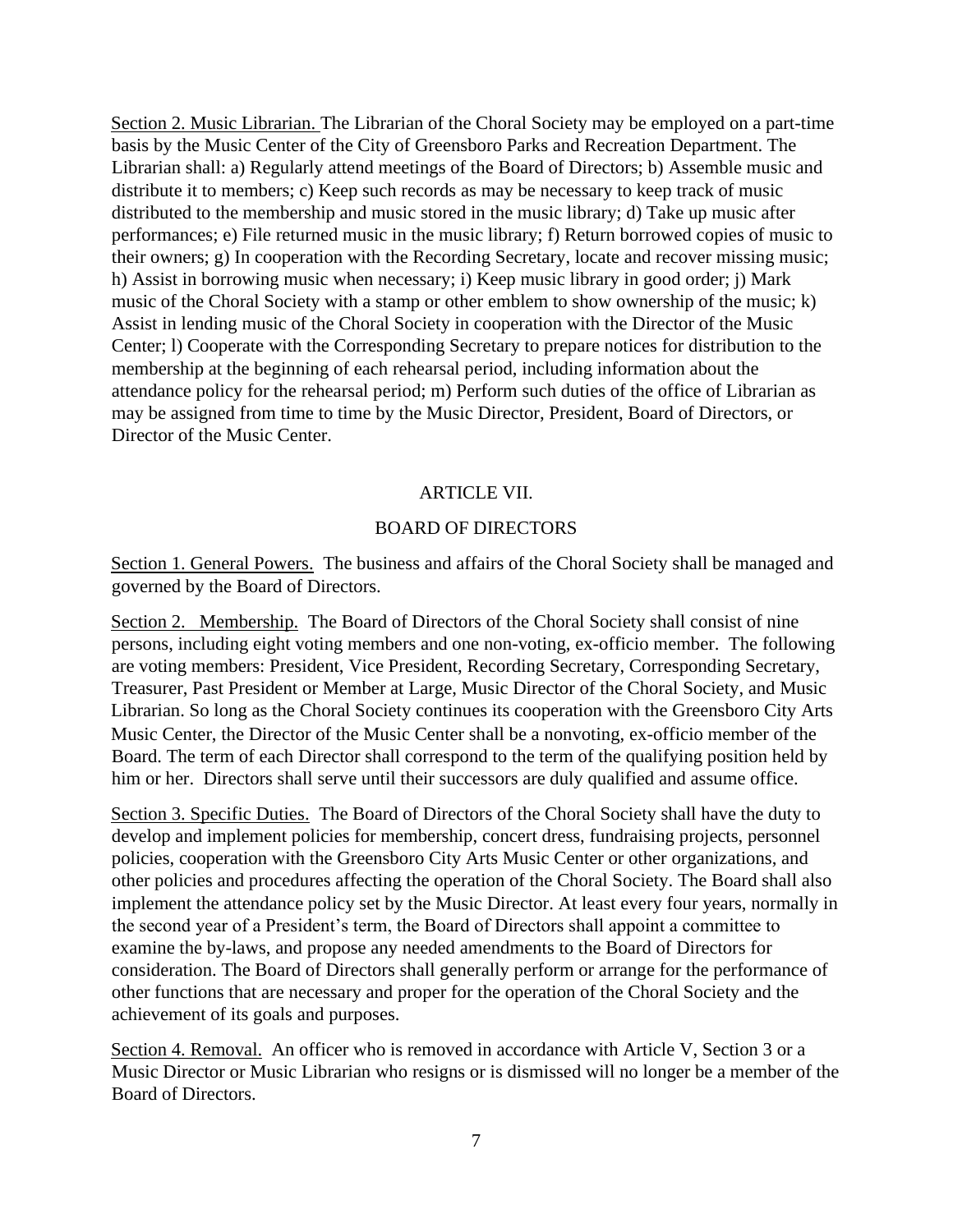Section 2. Music Librarian. The Librarian of the Choral Society may be employed on a part-time basis by the Music Center of the City of Greensboro Parks and Recreation Department. The Librarian shall: a) Regularly attend meetings of the Board of Directors; b) Assemble music and distribute it to members; c) Keep such records as may be necessary to keep track of music distributed to the membership and music stored in the music library; d) Take up music after performances; e) File returned music in the music library; f) Return borrowed copies of music to their owners; g) In cooperation with the Recording Secretary, locate and recover missing music; h) Assist in borrowing music when necessary; i) Keep music library in good order; j) Mark music of the Choral Society with a stamp or other emblem to show ownership of the music; k) Assist in lending music of the Choral Society in cooperation with the Director of the Music Center; l) Cooperate with the Corresponding Secretary to prepare notices for distribution to the membership at the beginning of each rehearsal period, including information about the attendance policy for the rehearsal period; m) Perform such duties of the office of Librarian as may be assigned from time to time by the Music Director, President, Board of Directors, or Director of the Music Center.

## ARTICLE VII.

## BOARD OF DIRECTORS

Section 1. General Powers. The business and affairs of the Choral Society shall be managed and governed by the Board of Directors.

Section 2. Membership. The Board of Directors of the Choral Society shall consist of nine persons, including eight voting members and one non-voting, ex-officio member. The following are voting members: President, Vice President, Recording Secretary, Corresponding Secretary, Treasurer, Past President or Member at Large, Music Director of the Choral Society, and Music Librarian. So long as the Choral Society continues its cooperation with the Greensboro City Arts Music Center, the Director of the Music Center shall be a nonvoting, ex-officio member of the Board. The term of each Director shall correspond to the term of the qualifying position held by him or her. Directors shall serve until their successors are duly qualified and assume office.

Section 3. Specific Duties. The Board of Directors of the Choral Society shall have the duty to develop and implement policies for membership, concert dress, fundraising projects, personnel policies, cooperation with the Greensboro City Arts Music Center or other organizations, and other policies and procedures affecting the operation of the Choral Society. The Board shall also implement the attendance policy set by the Music Director. At least every four years, normally in the second year of a President's term, the Board of Directors shall appoint a committee to examine the by-laws, and propose any needed amendments to the Board of Directors for consideration. The Board of Directors shall generally perform or arrange for the performance of other functions that are necessary and proper for the operation of the Choral Society and the achievement of its goals and purposes.

Section 4. Removal. An officer who is removed in accordance with Article V, Section 3 or a Music Director or Music Librarian who resigns or is dismissed will no longer be a member of the Board of Directors.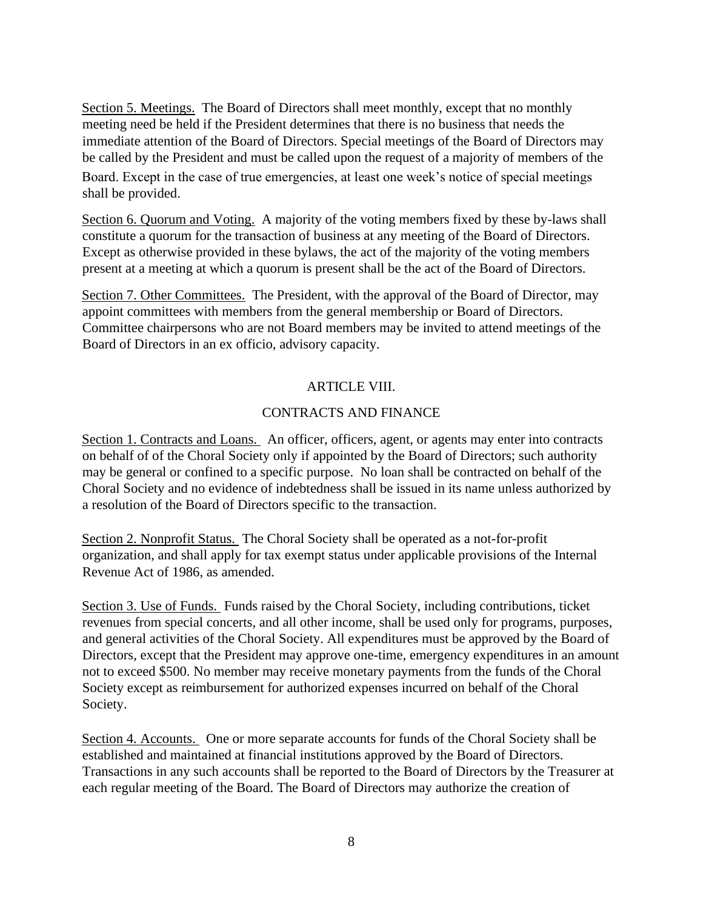Section 5. Meetings. The Board of Directors shall meet monthly, except that no monthly meeting need be held if the President determines that there is no business that needs the immediate attention of the Board of Directors. Special meetings of the Board of Directors may be called by the President and must be called upon the request of a majority of members of the Board. Except in the case of true emergencies, at least one week's notice of special meetings shall be provided.

Section 6. Quorum and Voting. A majority of the voting members fixed by these by-laws shall constitute a quorum for the transaction of business at any meeting of the Board of Directors. Except as otherwise provided in these bylaws, the act of the majority of the voting members present at a meeting at which a quorum is present shall be the act of the Board of Directors.

Section 7. Other Committees. The President, with the approval of the Board of Director, may appoint committees with members from the general membership or Board of Directors. Committee chairpersons who are not Board members may be invited to attend meetings of the Board of Directors in an ex officio, advisory capacity.

## ARTICLE VIII.

## CONTRACTS AND FINANCE

Section 1. Contracts and Loans. An officer, officers, agent, or agents may enter into contracts on behalf of of the Choral Society only if appointed by the Board of Directors; such authority may be general or confined to a specific purpose. No loan shall be contracted on behalf of the Choral Society and no evidence of indebtedness shall be issued in its name unless authorized by a resolution of the Board of Directors specific to the transaction.

Section 2. Nonprofit Status. The Choral Society shall be operated as a not-for-profit organization, and shall apply for tax exempt status under applicable provisions of the Internal Revenue Act of 1986, as amended.

Section 3. Use of Funds. Funds raised by the Choral Society, including contributions, ticket revenues from special concerts, and all other income, shall be used only for programs, purposes, and general activities of the Choral Society. All expenditures must be approved by the Board of Directors, except that the President may approve one-time, emergency expenditures in an amount not to exceed $500. No member may receive monetary payments from the funds of the Choral Society except as reimbursement for authorized expenses incurred on behalf of the Choral Society.

Section 4. Accounts. One or more separate accounts for funds of the Choral Society shall be established and maintained at financial institutions approved by the Board of Directors. Transactions in any such accounts shall be reported to the Board of Directors by the Treasurer at each regular meeting of the Board. The Board of Directors may authorize the creation of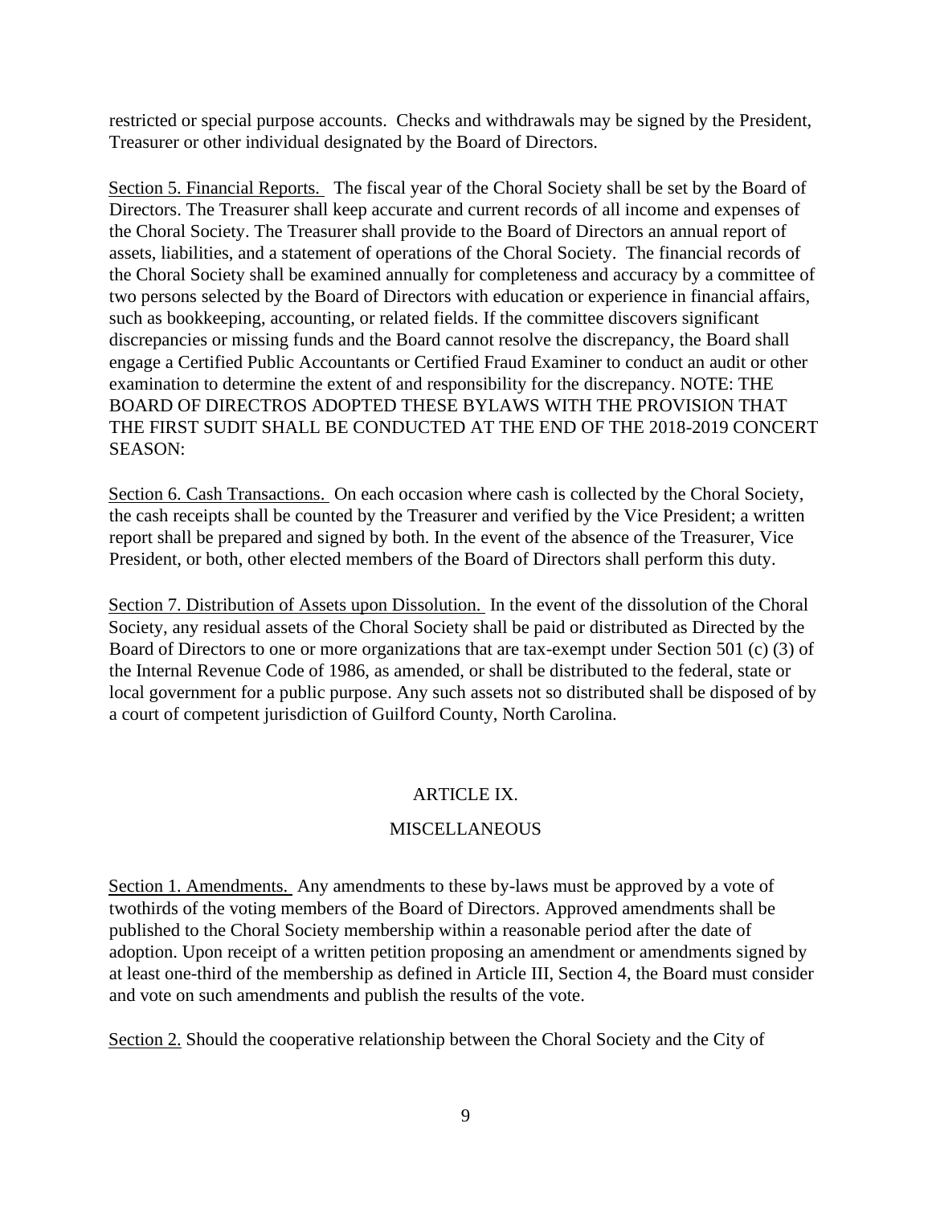restricted or special purpose accounts. Checks and withdrawals may be signed by the President, Treasurer or other individual designated by the Board of Directors.

Section 5. Financial Reports. The fiscal year of the Choral Society shall be set by the Board of Directors. The Treasurer shall keep accurate and current records of all income and expenses of the Choral Society. The Treasurer shall provide to the Board of Directors an annual report of assets, liabilities, and a statement of operations of the Choral Society. The financial records of the Choral Society shall be examined annually for completeness and accuracy by a committee of two persons selected by the Board of Directors with education or experience in financial affairs, such as bookkeeping, accounting, or related fields. If the committee discovers significant discrepancies or missing funds and the Board cannot resolve the discrepancy, the Board shall engage a Certified Public Accountants or Certified Fraud Examiner to conduct an audit or other examination to determine the extent of and responsibility for the discrepancy. NOTE: THE BOARD OF DIRECTROS ADOPTED THESE BYLAWS WITH THE PROVISION THAT THE FIRST SUDIT SHALL BE CONDUCTED AT THE END OF THE 2018-2019 CONCERT SEASON:

Section 6. Cash Transactions. On each occasion where cash is collected by the Choral Society, the cash receipts shall be counted by the Treasurer and verified by the Vice President; a written report shall be prepared and signed by both. In the event of the absence of the Treasurer, Vice President, or both, other elected members of the Board of Directors shall perform this duty.

Section 7. Distribution of Assets upon Dissolution. In the event of the dissolution of the Choral Society, any residual assets of the Choral Society shall be paid or distributed as Directed by the Board of Directors to one or more organizations that are tax-exempt under Section 501 (c) (3) of the Internal Revenue Code of 1986, as amended, or shall be distributed to the federal, state or local government for a public purpose. Any such assets not so distributed shall be disposed of by a court of competent jurisdiction of Guilford County, North Carolina.

## ARTICLE IX.

## MISCELLANEOUS

Section 1. Amendments. Any amendments to these by-laws must be approved by a vote of twothirds of the voting members of the Board of Directors. Approved amendments shall be published to the Choral Society membership within a reasonable period after the date of adoption. Upon receipt of a written petition proposing an amendment or amendments signed by at least one-third of the membership as defined in Article III, Section 4, the Board must consider and vote on such amendments and publish the results of the vote.

Section 2. Should the cooperative relationship between the Choral Society and the City of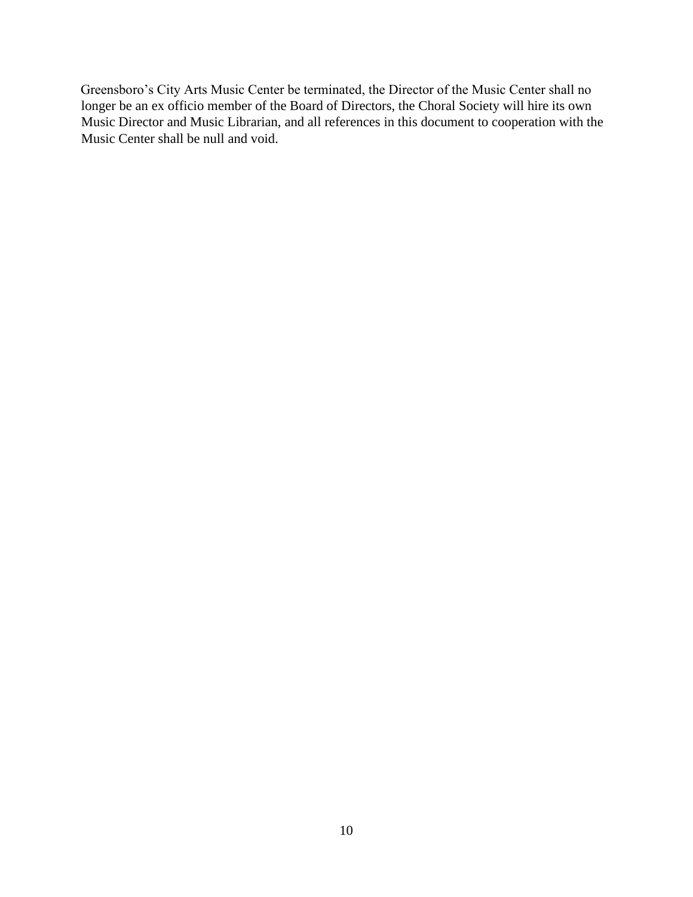Greensboro's City Arts Music Center be terminated, the Director of the Music Center shall no longer be an ex officio member of the Board of Directors, the Choral Society will hire its own Music Director and Music Librarian, and all references in this document to cooperation with the Music Center shall be null and void.